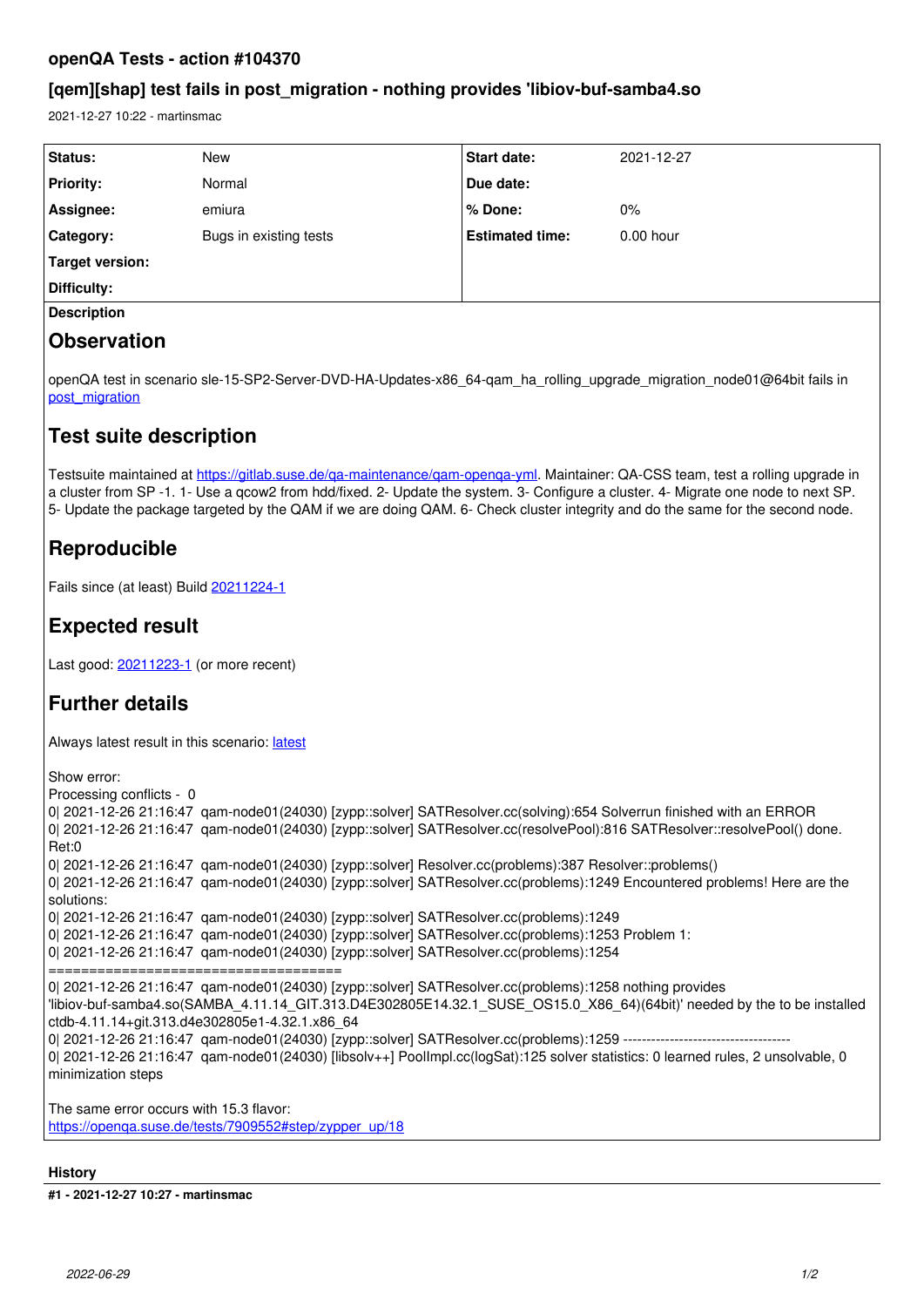# openQA Tests - action #104370

## [qem][shap] test fails in post_migration - nothing provides 'libiov-buf-samba4.so

2021-12-27 10:22 - martinsmac

| Status: | New | Start date: | 2021-12-27 |
|---|---|---|---|
| Priority: | Normal | Due date: | |
| Assignee: | emiura | % Done: | 0% |
| Category: | Bugs in existing tests | Estimated time: | 0.00 hour |
| Target version: | | | |
| Difficulty: | | | |

**Description**

## Observation

openQA test in scenario sle-15-SP2-Server-DVD-HA-Updates-x86_64-qam_ha_rolling_upgrade_migration_node01@64bit fails in post_migration

## Test suite description

Testsuite maintained at https://gitlab.suse.de/qa-maintenance/qam-openqa-yml. Maintainer: QA-CSS team, test a rolling upgrade in a cluster from SP -1. 1- Use a qcow2 from hdd/fixed. 2- Update the system. 3- Configure a cluster. 4- Migrate one node to next SP. 5- Update the package targeted by the QAM if we are doing QAM. 6- Check cluster integrity and do the same for the second node.

## Reproducible

Fails since (at least) Build 20211224-1

## Expected result

Last good: 20211223-1 (or more recent)

## Further details

Always latest result in this scenario: latest

Show error:
Processing conflicts - 0
0| 2021-12-26 21:16:47 qam-node01(24030) [zypp::solver] SATResolver.cc(solving):654 Solverrun finished with an ERROR
0| 2021-12-26 21:16:47 qam-node01(24030) [zypp::solver] SATResolver.cc(resolvePool):816 SATResolver::resolvePool() done. Ret:0
0| 2021-12-26 21:16:47 qam-node01(24030) [zypp::solver] Resolver.cc(problems):387 Resolver::problems()
0| 2021-12-26 21:16:47 qam-node01(24030) [zypp::solver] SATResolver.cc(problems):1249 Encountered problems! Here are the solutions:
0| 2021-12-26 21:16:47 qam-node01(24030) [zypp::solver] SATResolver.cc(problems):1249
0| 2021-12-26 21:16:47 qam-node01(24030) [zypp::solver] SATResolver.cc(problems):1253 Problem 1:
0| 2021-12-26 21:16:47 qam-node01(24030) [zypp::solver] SATResolver.cc(problems):1254
====================================
0| 2021-12-26 21:16:47 qam-node01(24030) [zypp::solver] SATResolver.cc(problems):1258 nothing provides 'libiov-buf-samba4.so(SAMBA_4.11.14_GIT.313.D4E302805E14.32.1_SUSE_OS15.0_X86_64)(64bit)' needed by the to be installed ctdb-4.11.14+git.313.d4e302805e1-4.32.1.x86_64
0| 2021-12-26 21:16:47 qam-node01(24030) [zypp::solver] SATResolver.cc(problems):1259 -----------------------------------
0| 2021-12-26 21:16:47 qam-node01(24030) [libsolv++] PoolImpl.cc(logSat):125 solver statistics: 0 learned rules, 2 unsolvable, 0 minimization steps

The same error occurs with 15.3 flavor:
https://openqa.suse.de/tests/7909552#step/zypper_up/18

**History**

**#1 - 2021-12-27 10:27 - martinsmac**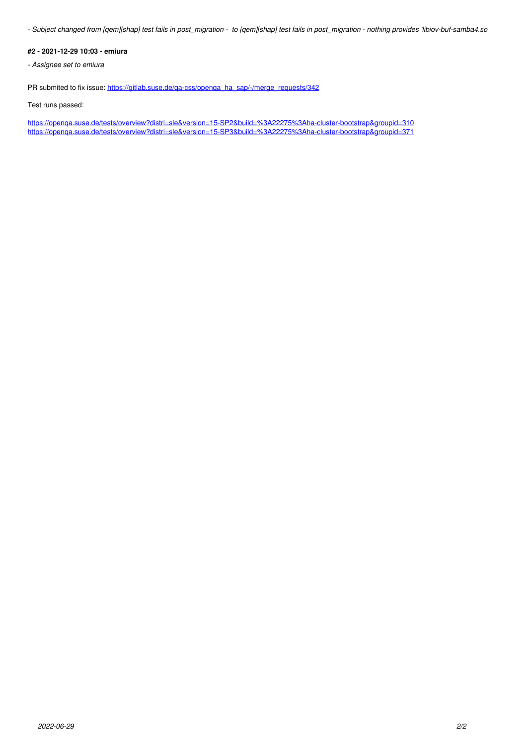*- Subject changed from [qem][shap] test fails in post_migration -  to [qem][shap] test fails in post_migration - nothing provides 'libiov-buf-samba4.so*

#### #2 - 2021-12-29 10:03 - emiura

*- Assignee set to emiura*

PR submited to fix issue: https://gitlab.suse.de/qa-css/openqa_ha_sap/-/merge_requests/342

Test runs passed:

https://openqa.suse.de/tests/overview?distri=sle&version=15-SP2&build=%3A22275%3Aha-cluster-bootstrap&groupid=310
https://openqa.suse.de/tests/overview?distri=sle&version=15-SP3&build=%3A22275%3Aha-cluster-bootstrap&groupid=371